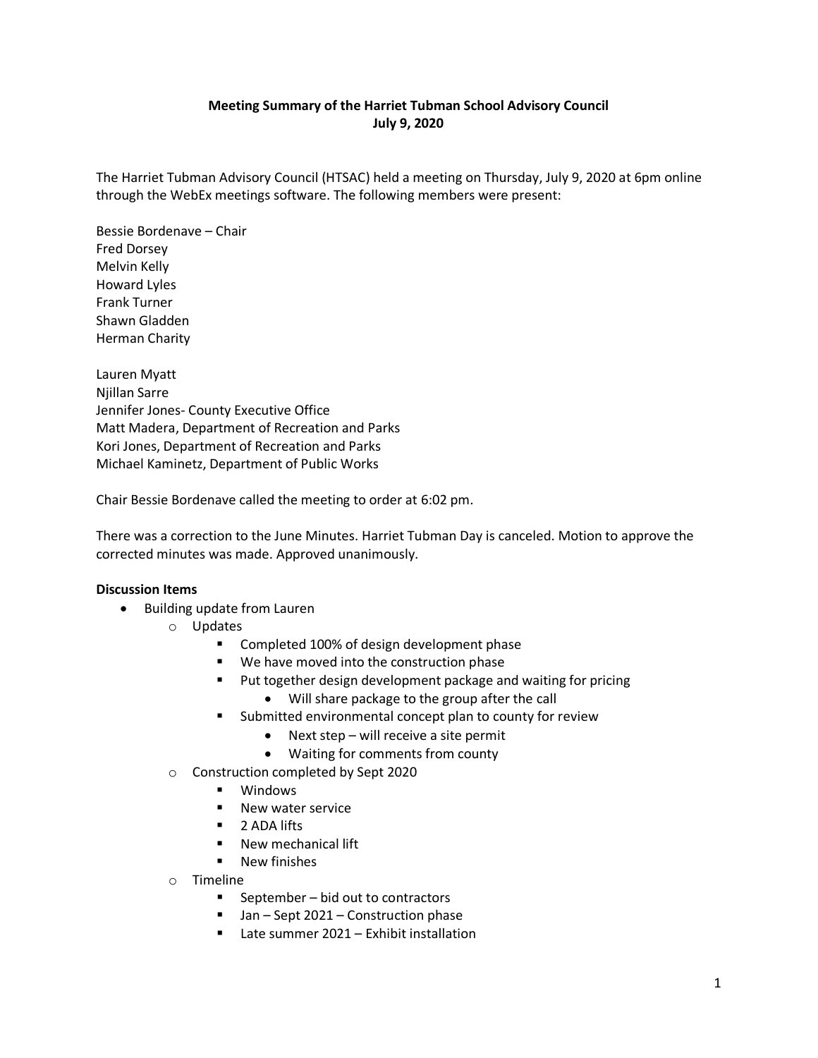**Meeting Summary of the Harriet Tubman School Advisory Council**
**July 9, 2020**

The Harriet Tubman Advisory Council (HTSAC) held a meeting on Thursday, July 9, 2020 at 6pm online through the WebEx meetings software. The following members were present:

Bessie Bordenave – Chair
Fred Dorsey
Melvin Kelly
Howard Lyles
Frank Turner
Shawn Gladden
Herman Charity

Lauren Myatt
Njillan Sarre
Jennifer Jones- County Executive Office
Matt Madera, Department of Recreation and Parks
Kori Jones, Department of Recreation and Parks
Michael Kaminetz, Department of Public Works

Chair Bessie Bordenave called the meeting to order at 6:02 pm.

There was a correction to the June Minutes. Harriet Tubman Day is canceled. Motion to approve the corrected minutes was made. Approved unanimously.

**Discussion Items**

- Building update from Lauren
  - Updates
    - Completed 100% of design development phase
    - We have moved into the construction phase
    - Put together design development package and waiting for pricing
      - Will share package to the group after the call
    - Submitted environmental concept plan to county for review
      - Next step – will receive a site permit
      - Waiting for comments from county
  - Construction completed by Sept 2020
    - Windows
    - New water service
    - 2 ADA lifts
    - New mechanical lift
    - New finishes
  - Timeline
    - September – bid out to contractors
    - Jan – Sept 2021 – Construction phase
    - Late summer 2021 – Exhibit installation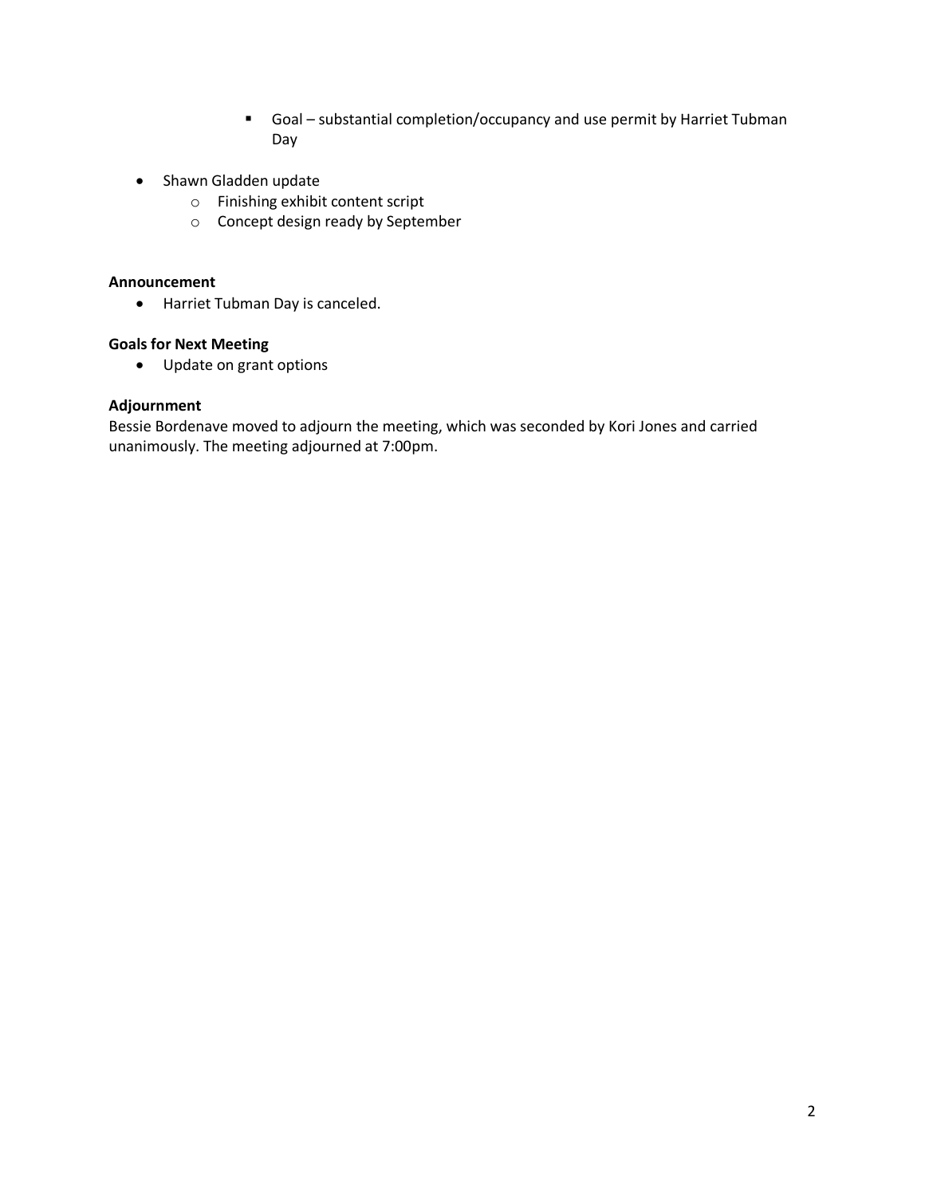- Goal – substantial completion/occupancy and use permit by Harriet Tubman Day

- Shawn Gladden update
  - Finishing exhibit content script
  - Concept design ready by September

**Announcement**

- Harriet Tubman Day is canceled.

**Goals for Next Meeting**

- Update on grant options

**Adjournment**

Bessie Bordenave moved to adjourn the meeting, which was seconded by Kori Jones and carried unanimously. The meeting adjourned at 7:00pm.